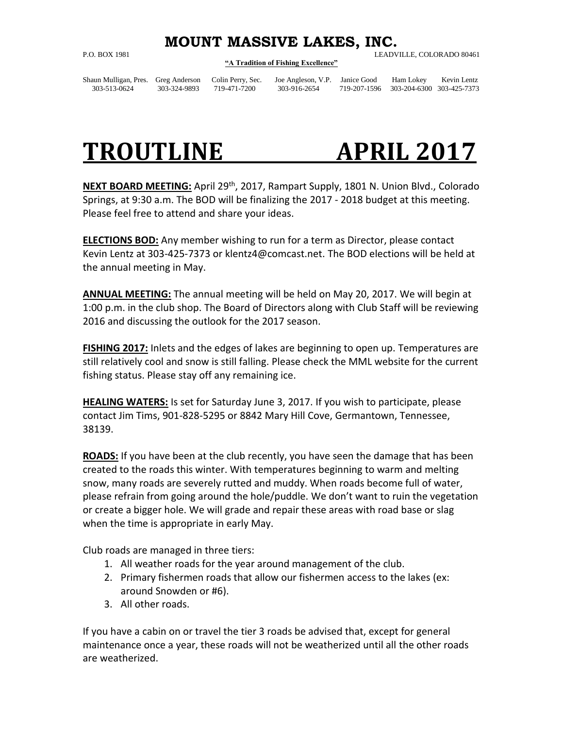# MOUNT MASSIVE LAKES, INC.

P.O. BOX 1981 LEADVILLE, COLORADO 80461

**"A Tradition of Fishing Excellence"**

| Shaun Mulligan, Pres. | Greg Anderson | Colin Perry, Sec. | Joe Angleson, V.P. | Janice Good | Ham Lokey | Kevin Lentz |
|---|---|---|---|---|---|---|
| 303-513-0624 | 303-324-9893 | 719-471-7200 | 303-916-2654 | 719-207-1596 | 303-204-6300 | 303-425-7373 |

# TROUTLINE APRIL 2017

**NEXT BOARD MEETING:** April 29th, 2017, Rampart Supply, 1801 N. Union Blvd., Colorado Springs, at 9:30 a.m. The BOD will be finalizing the 2017 - 2018 budget at this meeting. Please feel free to attend and share your ideas.

**ELECTIONS BOD:** Any member wishing to run for a term as Director, please contact Kevin Lentz at 303-425-7373 or klentz4@comcast.net. The BOD elections will be held at the annual meeting in May.

**ANNUAL MEETING:** The annual meeting will be held on May 20, 2017. We will begin at 1:00 p.m. in the club shop. The Board of Directors along with Club Staff will be reviewing 2016 and discussing the outlook for the 2017 season.

**FISHING 2017:** Inlets and the edges of lakes are beginning to open up. Temperatures are still relatively cool and snow is still falling. Please check the MML website for the current fishing status. Please stay off any remaining ice.

**HEALING WATERS:** Is set for Saturday June 3, 2017. If you wish to participate, please contact Jim Tims, 901-828-5295 or 8842 Mary Hill Cove, Germantown, Tennessee, 38139.

**ROADS:** If you have been at the club recently, you have seen the damage that has been created to the roads this winter. With temperatures beginning to warm and melting snow, many roads are severely rutted and muddy. When roads become full of water, please refrain from going around the hole/puddle. We don't want to ruin the vegetation or create a bigger hole. We will grade and repair these areas with road base or slag when the time is appropriate in early May.

Club roads are managed in three tiers:

1. All weather roads for the year around management of the club.
2. Primary fishermen roads that allow our fishermen access to the lakes (ex: around Snowden or #6).
3. All other roads.

If you have a cabin on or travel the tier 3 roads be advised that, except for general maintenance once a year, these roads will not be weatherized until all the other roads are weatherized.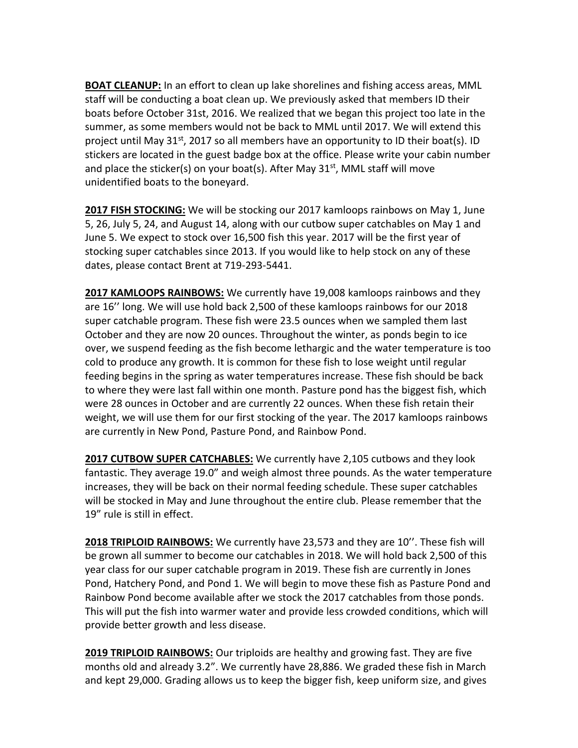**BOAT CLEANUP:** In an effort to clean up lake shorelines and fishing access areas, MML staff will be conducting a boat clean up. We previously asked that members ID their boats before October 31st, 2016. We realized that we began this project too late in the summer, as some members would not be back to MML until 2017. We will extend this project until May 31st, 2017 so all members have an opportunity to ID their boat(s). ID stickers are located in the guest badge box at the office. Please write your cabin number and place the sticker(s) on your boat(s). After May 31st, MML staff will move unidentified boats to the boneyard.

**2017 FISH STOCKING:** We will be stocking our 2017 kamloops rainbows on May 1, June 5, 26, July 5, 24, and August 14, along with our cutbow super catchables on May 1 and June 5. We expect to stock over 16,500 fish this year. 2017 will be the first year of stocking super catchables since 2013. If you would like to help stock on any of these dates, please contact Brent at 719-293-5441.

**2017 KAMLOOPS RAINBOWS:** We currently have 19,008 kamloops rainbows and they are 16'' long. We will use hold back 2,500 of these kamloops rainbows for our 2018 super catchable program. These fish were 23.5 ounces when we sampled them last October and they are now 20 ounces. Throughout the winter, as ponds begin to ice over, we suspend feeding as the fish become lethargic and the water temperature is too cold to produce any growth. It is common for these fish to lose weight until regular feeding begins in the spring as water temperatures increase. These fish should be back to where they were last fall within one month. Pasture pond has the biggest fish, which were 28 ounces in October and are currently 22 ounces. When these fish retain their weight, we will use them for our first stocking of the year. The 2017 kamloops rainbows are currently in New Pond, Pasture Pond, and Rainbow Pond.

**2017 CUTBOW SUPER CATCHABLES:** We currently have 2,105 cutbows and they look fantastic. They average 19.0" and weigh almost three pounds. As the water temperature increases, they will be back on their normal feeding schedule. These super catchables will be stocked in May and June throughout the entire club. Please remember that the 19" rule is still in effect.

**2018 TRIPLOID RAINBOWS:** We currently have 23,573 and they are 10''. These fish will be grown all summer to become our catchables in 2018. We will hold back 2,500 of this year class for our super catchable program in 2019. These fish are currently in Jones Pond, Hatchery Pond, and Pond 1. We will begin to move these fish as Pasture Pond and Rainbow Pond become available after we stock the 2017 catchables from those ponds. This will put the fish into warmer water and provide less crowded conditions, which will provide better growth and less disease.

**2019 TRIPLOID RAINBOWS:** Our triploids are healthy and growing fast. They are five months old and already 3.2". We currently have 28,886. We graded these fish in March and kept 29,000. Grading allows us to keep the bigger fish, keep uniform size, and gives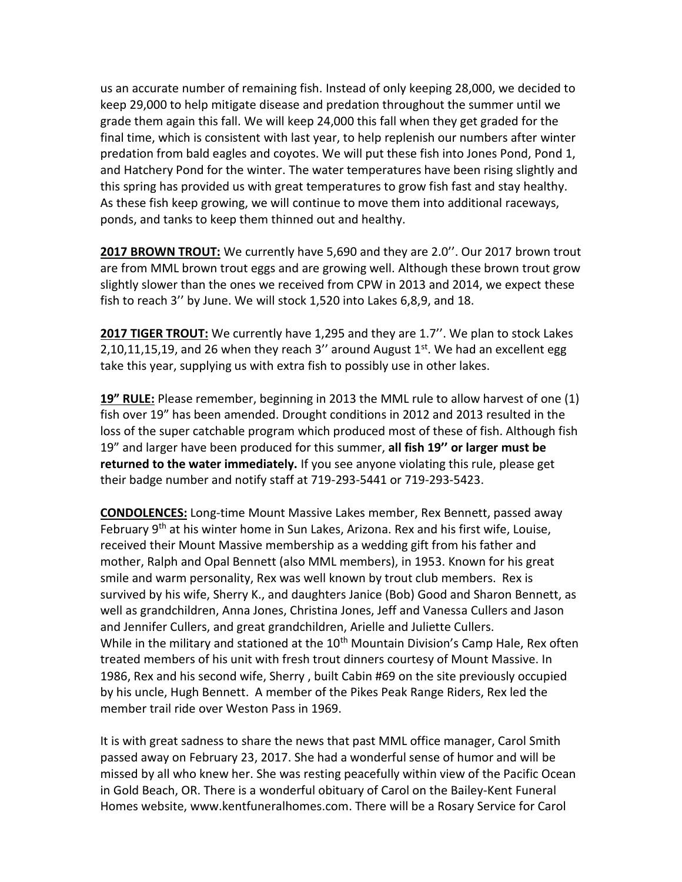us an accurate number of remaining fish. Instead of only keeping 28,000, we decided to keep 29,000 to help mitigate disease and predation throughout the summer until we grade them again this fall. We will keep 24,000 this fall when they get graded for the final time, which is consistent with last year, to help replenish our numbers after winter predation from bald eagles and coyotes. We will put these fish into Jones Pond, Pond 1, and Hatchery Pond for the winter. The water temperatures have been rising slightly and this spring has provided us with great temperatures to grow fish fast and stay healthy. As these fish keep growing, we will continue to move them into additional raceways, ponds, and tanks to keep them thinned out and healthy.

**2017 BROWN TROUT:** We currently have 5,690 and they are 2.0''. Our 2017 brown trout are from MML brown trout eggs and are growing well. Although these brown trout grow slightly slower than the ones we received from CPW in 2013 and 2014, we expect these fish to reach 3'' by June. We will stock 1,520 into Lakes 6,8,9, and 18.

**2017 TIGER TROUT:** We currently have 1,295 and they are 1.7''. We plan to stock Lakes 2,10,11,15,19, and 26 when they reach 3'' around August 1st. We had an excellent egg take this year, supplying us with extra fish to possibly use in other lakes.

**19" RULE:** Please remember, beginning in 2013 the MML rule to allow harvest of one (1) fish over 19" has been amended. Drought conditions in 2012 and 2013 resulted in the loss of the super catchable program which produced most of these of fish. Although fish 19" and larger have been produced for this summer, **all fish 19'' or larger must be returned to the water immediately.** If you see anyone violating this rule, please get their badge number and notify staff at 719-293-5441 or 719-293-5423.

**CONDOLENCES:** Long-time Mount Massive Lakes member, Rex Bennett, passed away February 9th at his winter home in Sun Lakes, Arizona. Rex and his first wife, Louise, received their Mount Massive membership as a wedding gift from his father and mother, Ralph and Opal Bennett (also MML members), in 1953. Known for his great smile and warm personality, Rex was well known by trout club members. Rex is survived by his wife, Sherry K., and daughters Janice (Bob) Good and Sharon Bennett, as well as grandchildren, Anna Jones, Christina Jones, Jeff and Vanessa Cullers and Jason and Jennifer Cullers, and great grandchildren, Arielle and Juliette Cullers.
While in the military and stationed at the 10th Mountain Division's Camp Hale, Rex often treated members of his unit with fresh trout dinners courtesy of Mount Massive. In 1986, Rex and his second wife, Sherry , built Cabin #69 on the site previously occupied by his uncle, Hugh Bennett. A member of the Pikes Peak Range Riders, Rex led the member trail ride over Weston Pass in 1969.

It is with great sadness to share the news that past MML office manager, Carol Smith passed away on February 23, 2017. She had a wonderful sense of humor and will be missed by all who knew her. She was resting peacefully within view of the Pacific Ocean in Gold Beach, OR. There is a wonderful obituary of Carol on the Bailey-Kent Funeral Homes website, www.kentfuneralhomes.com. There will be a Rosary Service for Carol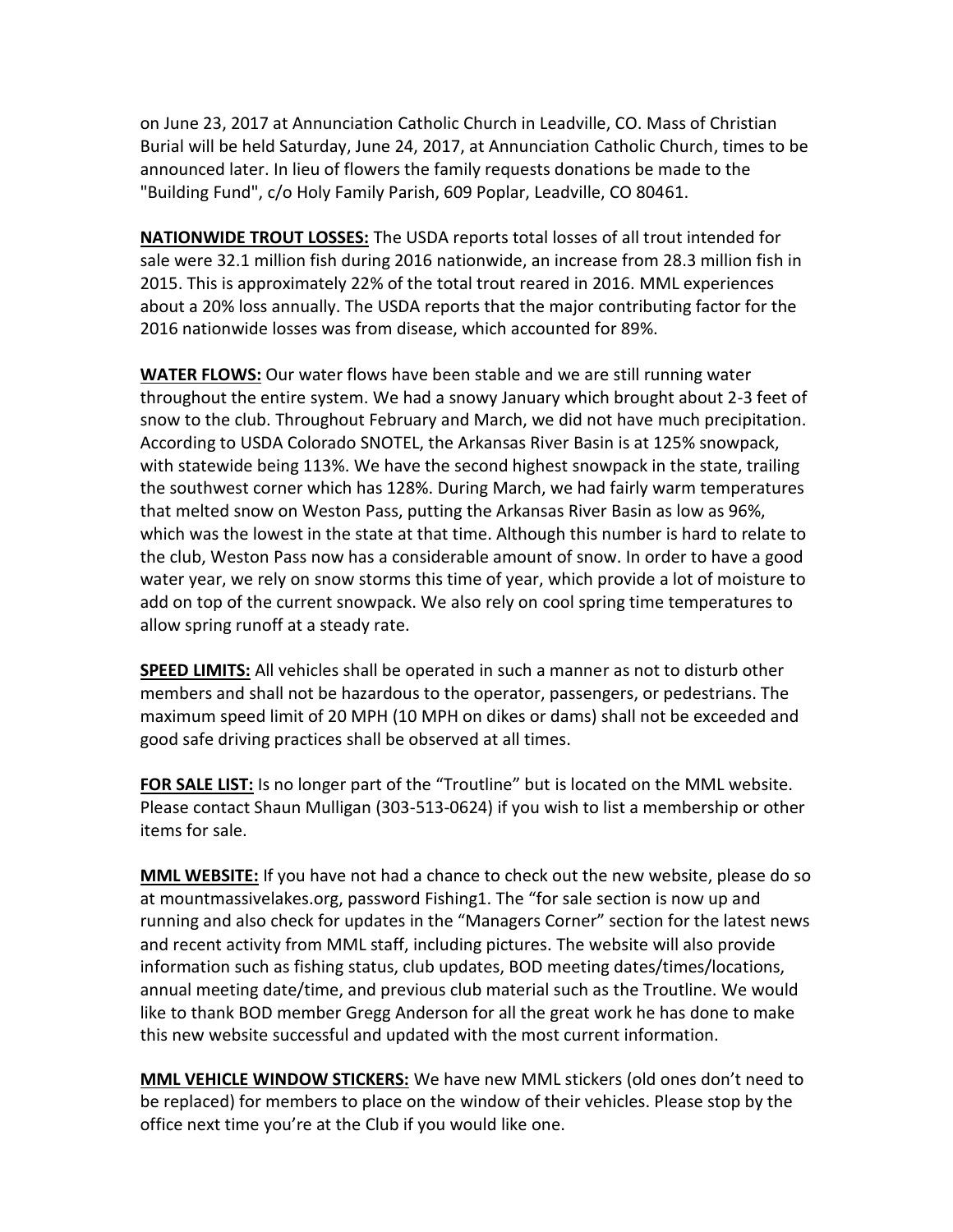on June 23, 2017 at Annunciation Catholic Church in Leadville, CO. Mass of Christian Burial will be held Saturday, June 24, 2017, at Annunciation Catholic Church, times to be announced later. In lieu of flowers the family requests donations be made to the "Building Fund", c/o Holy Family Parish, 609 Poplar, Leadville, CO 80461.

**NATIONWIDE TROUT LOSSES:** The USDA reports total losses of all trout intended for sale were 32.1 million fish during 2016 nationwide, an increase from 28.3 million fish in 2015. This is approximately 22% of the total trout reared in 2016. MML experiences about a 20% loss annually. The USDA reports that the major contributing factor for the 2016 nationwide losses was from disease, which accounted for 89%.

**WATER FLOWS:** Our water flows have been stable and we are still running water throughout the entire system. We had a snowy January which brought about 2-3 feet of snow to the club. Throughout February and March, we did not have much precipitation. According to USDA Colorado SNOTEL, the Arkansas River Basin is at 125% snowpack, with statewide being 113%. We have the second highest snowpack in the state, trailing the southwest corner which has 128%. During March, we had fairly warm temperatures that melted snow on Weston Pass, putting the Arkansas River Basin as low as 96%, which was the lowest in the state at that time. Although this number is hard to relate to the club, Weston Pass now has a considerable amount of snow. In order to have a good water year, we rely on snow storms this time of year, which provide a lot of moisture to add on top of the current snowpack. We also rely on cool spring time temperatures to allow spring runoff at a steady rate.

**SPEED LIMITS:** All vehicles shall be operated in such a manner as not to disturb other members and shall not be hazardous to the operator, passengers, or pedestrians. The maximum speed limit of 20 MPH (10 MPH on dikes or dams) shall not be exceeded and good safe driving practices shall be observed at all times.

**FOR SALE LIST:** Is no longer part of the "Troutline" but is located on the MML website. Please contact Shaun Mulligan (303-513-0624) if you wish to list a membership or other items for sale.

**MML WEBSITE:** If you have not had a chance to check out the new website, please do so at mountmassivelakes.org, password Fishing1. The "for sale section is now up and running and also check for updates in the "Managers Corner" section for the latest news and recent activity from MML staff, including pictures. The website will also provide information such as fishing status, club updates, BOD meeting dates/times/locations, annual meeting date/time, and previous club material such as the Troutline. We would like to thank BOD member Gregg Anderson for all the great work he has done to make this new website successful and updated with the most current information.

**MML VEHICLE WINDOW STICKERS:** We have new MML stickers (old ones don't need to be replaced) for members to place on the window of their vehicles. Please stop by the office next time you're at the Club if you would like one.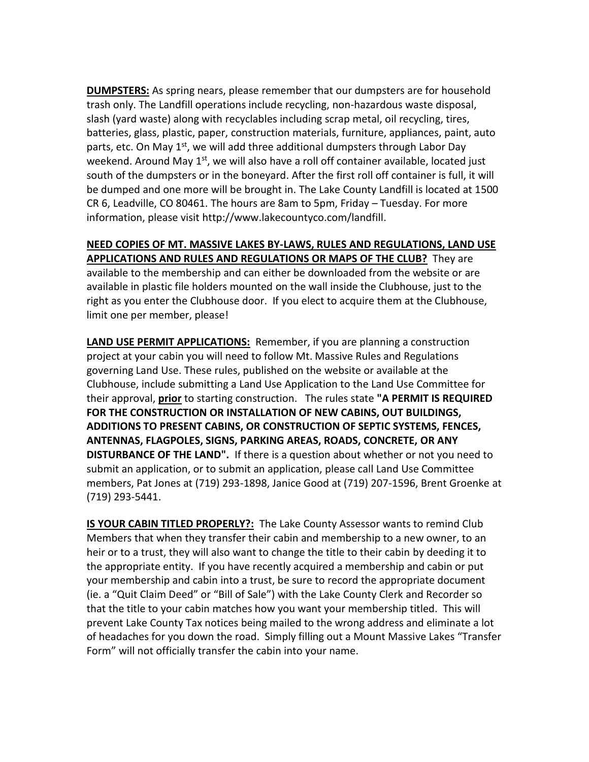**DUMPSTERS:** As spring nears, please remember that our dumpsters are for household trash only. The Landfill operations include recycling, non-hazardous waste disposal, slash (yard waste) along with recyclables including scrap metal, oil recycling, tires, batteries, glass, plastic, paper, construction materials, furniture, appliances, paint, auto parts, etc. On May 1st, we will add three additional dumpsters through Labor Day weekend. Around May 1st, we will also have a roll off container available, located just south of the dumpsters or in the boneyard. After the first roll off container is full, it will be dumped and one more will be brought in. The Lake County Landfill is located at 1500 CR 6, Leadville, CO 80461. The hours are 8am to 5pm, Friday – Tuesday. For more information, please visit http://www.lakecountyco.com/landfill.

**NEED COPIES OF MT. MASSIVE LAKES BY-LAWS, RULES AND REGULATIONS, LAND USE APPLICATIONS AND RULES AND REGULATIONS OR MAPS OF THE CLUB?** They are available to the membership and can either be downloaded from the website or are available in plastic file holders mounted on the wall inside the Clubhouse, just to the right as you enter the Clubhouse door. If you elect to acquire them at the Clubhouse, limit one per member, please!

**LAND USE PERMIT APPLICATIONS:** Remember, if you are planning a construction project at your cabin you will need to follow Mt. Massive Rules and Regulations governing Land Use. These rules, published on the website or available at the Clubhouse, include submitting a Land Use Application to the Land Use Committee for their approval, **prior** to starting construction. The rules state **"A PERMIT IS REQUIRED FOR THE CONSTRUCTION OR INSTALLATION OF NEW CABINS, OUT BUILDINGS, ADDITIONS TO PRESENT CABINS, OR CONSTRUCTION OF SEPTIC SYSTEMS, FENCES, ANTENNAS, FLAGPOLES, SIGNS, PARKING AREAS, ROADS, CONCRETE, OR ANY DISTURBANCE OF THE LAND".** If there is a question about whether or not you need to submit an application, or to submit an application, please call Land Use Committee members, Pat Jones at (719) 293-1898, Janice Good at (719) 207-1596, Brent Groenke at (719) 293-5441.

**IS YOUR CABIN TITLED PROPERLY?:** The Lake County Assessor wants to remind Club Members that when they transfer their cabin and membership to a new owner, to an heir or to a trust, they will also want to change the title to their cabin by deeding it to the appropriate entity. If you have recently acquired a membership and cabin or put your membership and cabin into a trust, be sure to record the appropriate document (ie. a "Quit Claim Deed" or "Bill of Sale") with the Lake County Clerk and Recorder so that the title to your cabin matches how you want your membership titled. This will prevent Lake County Tax notices being mailed to the wrong address and eliminate a lot of headaches for you down the road. Simply filling out a Mount Massive Lakes "Transfer Form" will not officially transfer the cabin into your name.